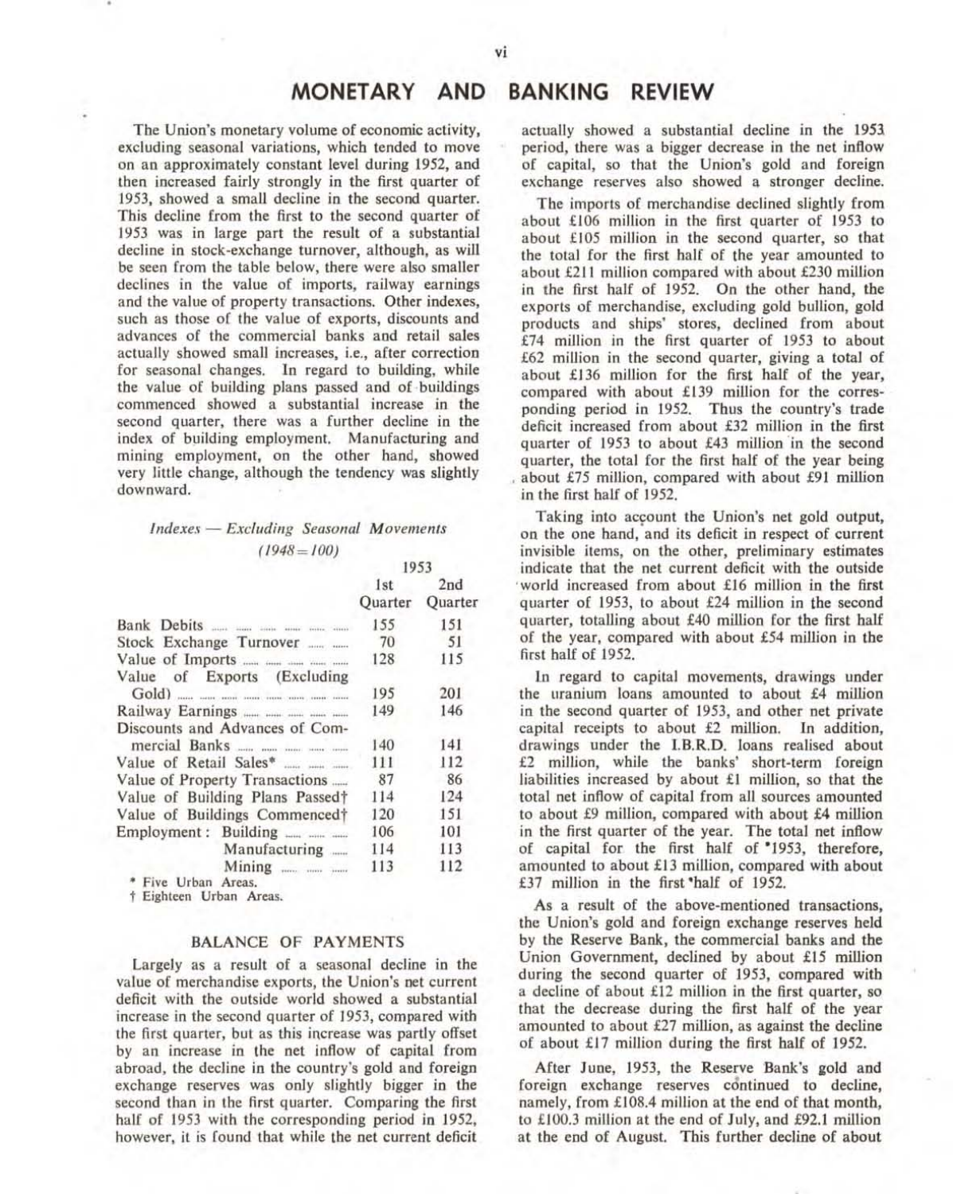# MONETARY AND BANKING REVIEW

The Union's monetary volume of economic activity, excluding seasonal variations, which tended to move on an approximately constant level during 1952, and then increased fairly strongly in the first quarter of 1953, showed a small decline in the second quarter. This decline from the first to the second quarter of 1953 was in large part the result of a substantial decline in stock-exchange turnover, although, as will be seen from the table below, there were also smaller declines in the value of imports, railway earnings and the value of property transactions. Other indexes, such as those of the value of exports, discounts and advances of the commercial banks and retail sales actually showed small increases, i.e., after correction for seasonal changes. In regard to building, while the value of building plans passed and of buildings commenced showed a substantial increase in the second quarter, there was a further decline in the index of building employment. Manufacturing and mining employment, on the other hand, showed very little change, although the tendency was slightly downward.

*Indexes — Excluding Seasonal Movements*
*(1948 = 100)*

| | 1953 1st Quarter | 1953 2nd Quarter |
|---|---|---|
| Bank Debits | 155 | 151 |
| Stock Exchange Turnover | 70 | 51 |
| Value of Imports | 128 | 115 |
| Value of Exports (Excluding Gold) | 195 | 201 |
| Railway Earnings | 149 | 146 |
| Discounts and Advances of Commercial Banks | 140 | 141 |
| Value of Retail Sales* | 111 | 112 |
| Value of Property Transactions | 87 | 86 |
| Value of Building Plans Passed† | 114 | 124 |
| Value of Buildings Commenced† | 120 | 151 |
| Employment: Building | 106 | 101 |
| Manufacturing | 114 | 113 |
| Mining | 113 | 112 |

\* Five Urban Areas.
† Eighteen Urban Areas.

## BALANCE OF PAYMENTS

Largely as a result of a seasonal decline in the value of merchandise exports, the Union's net current deficit with the outside world showed a substantial increase in the second quarter of 1953, compared with the first quarter, but as this increase was partly offset by an increase in the net inflow of capital from abroad, the decline in the country's gold and foreign exchange reserves was only slightly bigger in the second than in the first quarter. Comparing the first half of 1953 with the corresponding period in 1952, however, it is found that while the net current deficit actually showed a substantial decline in the 1953 period, there was a bigger decrease in the net inflow of capital, so that the Union's gold and foreign exchange reserves also showed a stronger decline.

The imports of merchandise declined slightly from about £106 million in the first quarter of 1953 to about £105 million in the second quarter, so that the total for the first half of the year amounted to about £211 million compared with about £230 million in the first half of 1952. On the other hand, the exports of merchandise, excluding gold bullion, gold products and ships' stores, declined from about £74 million in the first quarter of 1953 to about £62 million in the second quarter, giving a total of about £136 million for the first half of the year, compared with about £139 million for the corresponding period in 1952. Thus the country's trade deficit increased from about £32 million in the first quarter of 1953 to about £43 million in the second quarter, the total for the first half of the year being about £75 million, compared with about £91 million in the first half of 1952.

Taking into account the Union's net gold output, on the one hand, and its deficit in respect of current invisible items, on the other, preliminary estimates indicate that the net current deficit with the outside world increased from about £16 million in the first quarter of 1953, to about £24 million in the second quarter, totalling about £40 million for the first half of the year, compared with about £54 million in the first half of 1952.

In regard to capital movements, drawings under the uranium loans amounted to about £4 million in the second quarter of 1953, and other net private capital receipts to about £2 million. In addition, drawings under the I.B.R.D. loans realised about £2 million, while the banks' short-term foreign liabilities increased by about £1 million, so that the total net inflow of capital from all sources amounted to about £9 million, compared with about £4 million in the first quarter of the year. The total net inflow of capital for the first half of 1953, therefore, amounted to about £13 million, compared with about £37 million in the first half of 1952.

As a result of the above-mentioned transactions, the Union's gold and foreign exchange reserves held by the Reserve Bank, the commercial banks and the Union Government, declined by about £15 million during the second quarter of 1953, compared with a decline of about £12 million in the first quarter, so that the decrease during the first half of the year amounted to about £27 million, as against the decline of about £17 million during the first half of 1952.

After June, 1953, the Reserve Bank's gold and foreign exchange reserves continued to decline, namely, from £108.4 million at the end of that month, to £100.3 million at the end of July, and £92.1 million at the end of August. This further decline of about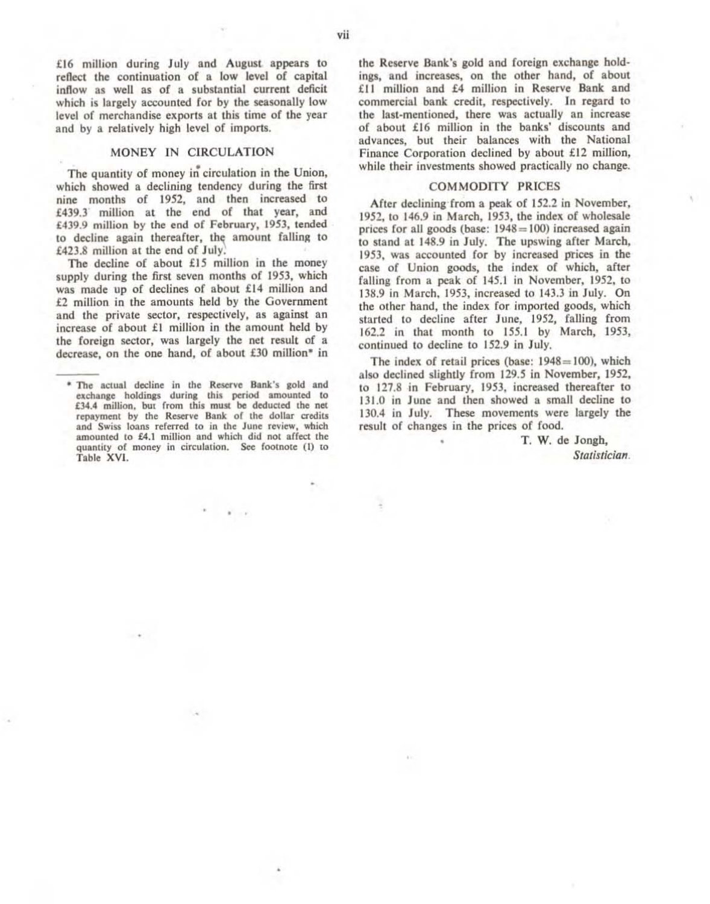£16 million during July and August appears to reflect the continuation of a low level of capital inflow as well as of a substantial current deficit which is largely accounted for by the seasonally low level of merchandise exports at this time of the year and by a relatively high level of imports.

## MONEY IN CIRCULATION

The quantity of money in circulation in the Union, which showed a declining tendency during the first nine months of 1952, and then increased to £439.3 million at the end of that year, and £439.9 million by the end of February, 1953, tended to decline again thereafter, the amount falling to £423.8 million at the end of July.

The decline of about £15 million in the money supply during the first seven months of 1953, which was made up of declines of about £14 million and £2 million in the amounts held by the Government and the private sector, respectively, as against an increase of about £1 million in the amount held by the foreign sector, was largely the net result of a decrease, on the one hand, of about £30 million* in the Reserve Bank's gold and foreign exchange holdings, and increases, on the other hand, of about £11 million and £4 million in Reserve Bank and commercial bank credit, respectively. In regard to the last-mentioned, there was actually an increase of about £16 million in the banks' discounts and advances, but their balances with the National Finance Corporation declined by about £12 million, while their investments showed practically no change.

* The actual decline in the Reserve Bank's gold and exchange holdings during this period amounted to £34.4 million, but from this must be deducted the net repayment by the Reserve Bank of the dollar credits and Swiss loans referred to in the June review, which amounted to £4.1 million and which did not affect the quantity of money in circulation. See footnote (1) to Table XVI.

## COMMODITY PRICES

After declining from a peak of 152.2 in November, 1952, to 146.9 in March, 1953, the index of wholesale prices for all goods (base: 1948=100) increased again to stand at 148.9 in July. The upswing after March, 1953, was accounted for by increased prices in the case of Union goods, the index of which, after falling from a peak of 145.1 in November, 1952, to 138.9 in March, 1953, increased to 143.3 in July. On the other hand, the index for imported goods, which started to decline after June, 1952, falling from 162.2 in that month to 155.1 by March, 1953, continued to decline to 152.9 in July.

The index of retail prices (base: 1948=100), which also declined slightly from 129.5 in November, 1952, to 127.8 in February, 1953, increased thereafter to 131.0 in June and then showed a small decline to 130.4 in July. These movements were largely the result of changes in the prices of food.

T. W. de Jongh,
*Statistician.*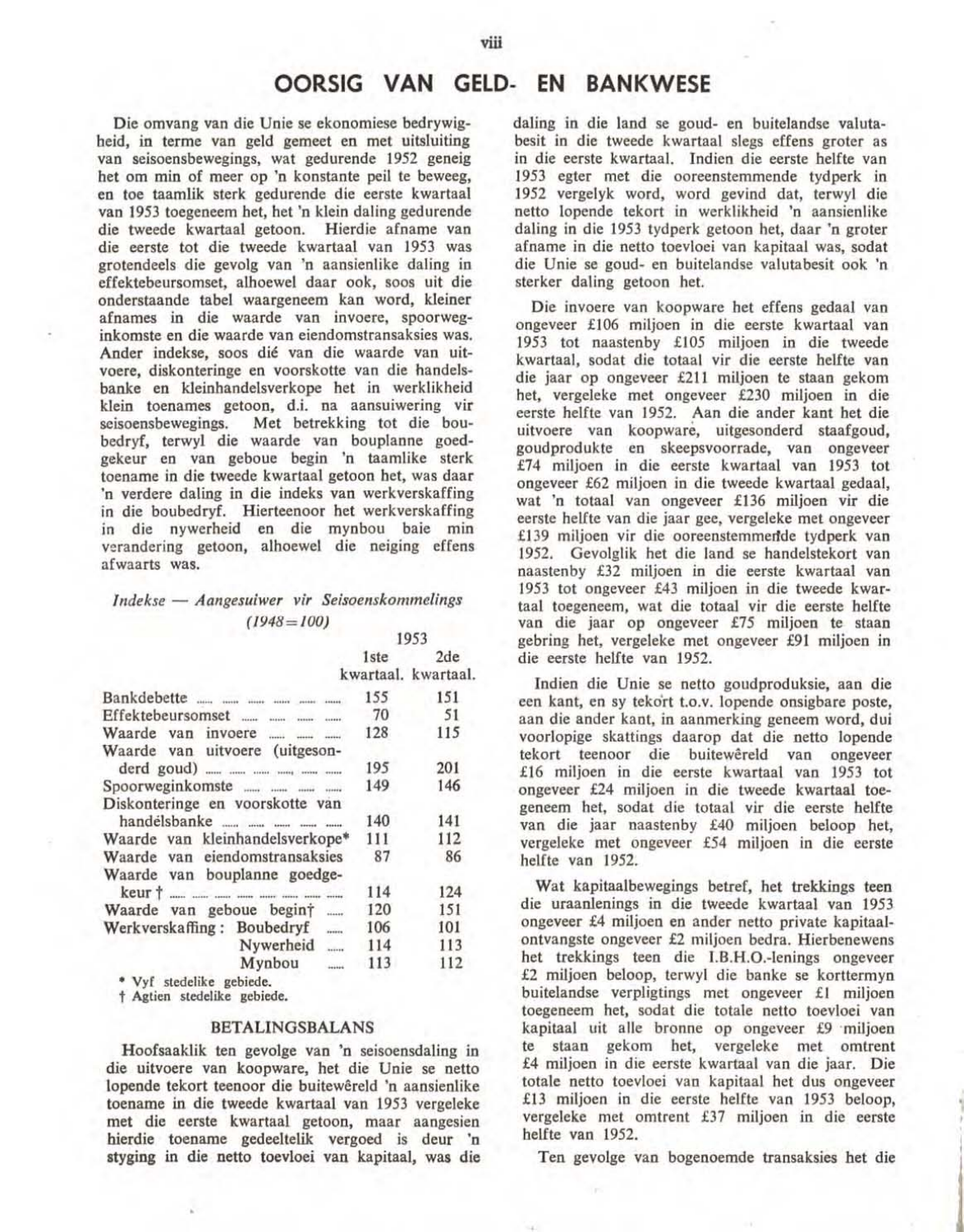# OORSIG VAN GELD- EN BANKWESE

Die omvang van die Unie se ekonomiese bedrywigheid, in terme van geld gemeet en met uitsluiting van seisoensbewegings, wat gedurende 1952 geneig het om min of meer op 'n konstante peil te beweeg, en toe taamlik sterk gedurende die eerste kwartaal van 1953 toegeneem het, het 'n klein daling gedurende die tweede kwartaal getoon. Hierdie afname van die eerste tot die tweede kwartaal van 1953 was grotendeels die gevolg van 'n aansienlike daling in effektebeursomset, alhoewel daar ook, soos uit die onderstaande tabel waargeneem kan word, kleiner afnames in die waarde van invoere, spoorweginkomste en die waarde van eiendomstransaksies was. Ander indekse, soos dié van die waarde van uitvoere, diskonteringe en voorskotte van die handelsbanke en kleinhandelsverkope het in werklikheid klein toenames getoon, d.i. na aansuiwering vir seisoensbewegings. Met betrekking tot die boubedryf, terwyl die waarde van bouplanne goedgekeur en van geboue begin 'n taamlike sterk toename in die tweede kwartaal getoon het, was daar 'n verdere daling in die indeks van werkverskaffing in die boubedryf. Hierteenoor het werkverskaffing in die nywerheid en die mynbou baie min verandering getoon, alhoewel die neiging effens afwaarts was.

*Indekse — Aangesuiwer vir Seisoenskommelings*
*(1948=100)*

| | 1953 1ste kwartaal. | 1953 2de kwartaal. |
|---|---|---|
| Bankdebette | 155 | 151 |
| Effektebeursomset | 70 | 51 |
| Waarde van invoere | 128 | 115 |
| Waarde van uitvoere (uitgesonderd goud) | 195 | 201 |
| Spoorweginkomste | 149 | 146 |
| Diskonteringe en voorskotte van handelsbanke | 140 | 141 |
| Waarde van kleinhandelsverkope* | 111 | 112 |
| Waarde van eiendomstransaksies | 87 | 86 |
| Waarde van bouplanne goedgekeur † | 114 | 124 |
| Waarde van geboue begin† | 120 | 151 |
| Werkverskaffing: Boubedryf | 106 | 101 |
| Nywerheid | 114 | 113 |
| Mynbou | 113 | 112 |

\* Vyf stedelike gebiede.
† Agtien stedelike gebiede.

## BETALINGSBALANS

Hoofsaaklik ten gevolge van 'n seisoensdaling in die uitvoere van koopware, het die Unie se netto lopende tekort teenoor die buitewêreld 'n aansienlike toename in die tweede kwartaal van 1953 vergeleke met die eerste kwartaal getoon, maar aangesien hierdie toename gedeeltelik vergoed is deur 'n styging in die netto toevloei van kapitaal, was die daling in die land se goud- en buitelandse valutabesit in die tweede kwartaal slegs effens groter as in die eerste kwartaal. Indien die eerste helfte van 1953 egter met die ooreenstemmende tydperk in 1952 vergelyk word, word gevind dat, terwyl die netto lopende tekort in werklikheid 'n aansienlike daling in die 1953 tydperk getoon het, daar 'n groter afname in die netto toevloei van kapitaal was, sodat die Unie se goud- en buitelandse valutabesit ook 'n sterker daling getoon het.

Die invoere van koopware het effens gedaal van ongeveer £106 miljoen in die eerste kwartaal van 1953 tot naastenby £105 miljoen in die tweede kwartaal, sodat die totaal vir die eerste helfte van die jaar op ongeveer £211 miljoen te staan gekom het, vergeleke met ongeveer £230 miljoen in die eerste helfte van 1952. Aan die ander kant het die uitvoere van koopware, uitgesonderd staafgoud, goudprodukte en skeepsvoorrade, van ongeveer £74 miljoen in die eerste kwartaal van 1953 tot ongeveer £62 miljoen in die tweede kwartaal gedaal, wat 'n totaal van ongeveer £136 miljoen vir die eerste helfte van die jaar gee, vergeleke met ongeveer £139 miljoen vir die ooreenstemmende tydperk van 1952. Gevolglik het die land se handelstekort van naastenby £32 miljoen in die eerste kwartaal van 1953 tot ongeveer £43 miljoen in die tweede kwartaal toegeneem, wat die totaal vir die eerste helfte van die jaar op ongeveer £75 miljoen te staan gebring het, vergeleke met ongeveer £91 miljoen in die eerste helfte van 1952.

Indien die Unie se netto goudproduksie, aan die een kant, en sy tekort t.o.v. lopende onsigbare poste, aan die ander kant, in aanmerking geneem word, dui voorlopige skattings daarop dat die netto lopende tekort teenoor die buitewêreld van ongeveer £16 miljoen in die eerste kwartaal van 1953 tot ongeveer £24 miljoen in die tweede kwartaal toegeneem het, sodat die totaal vir die eerste helfte van die jaar naastenby £40 miljoen beloop het, vergeleke met ongeveer £54 miljoen in die eerste helfte van 1952.

Wat kapitaalbewegings betref, het trekkings teen die uraanlenings in die tweede kwartaal van 1953 ongeveer £4 miljoen en ander netto private kapitaalontvangste ongeveer £2 miljoen bedra. Hierbenewens het trekkings teen die I.B.H.O.-lenings ongeveer £2 miljoen beloop, terwyl die banke se korttermyn buitelandse verpligtings met ongeveer £1 miljoen toegeneem het, sodat die totale netto toevloei van kapitaal uit alle bronne op ongeveer £9 miljoen te staan gekom het, vergeleke met omtrent £4 miljoen in die eerste kwartaal van die jaar. Die totale netto toevloei van kapitaal het dus ongeveer £13 miljoen in die eerste helfte van 1953 beloop, vergeleke met omtrent £37 miljoen in die eerste helfte van 1952.

Ten gevolge van bogenoemde transaksies het die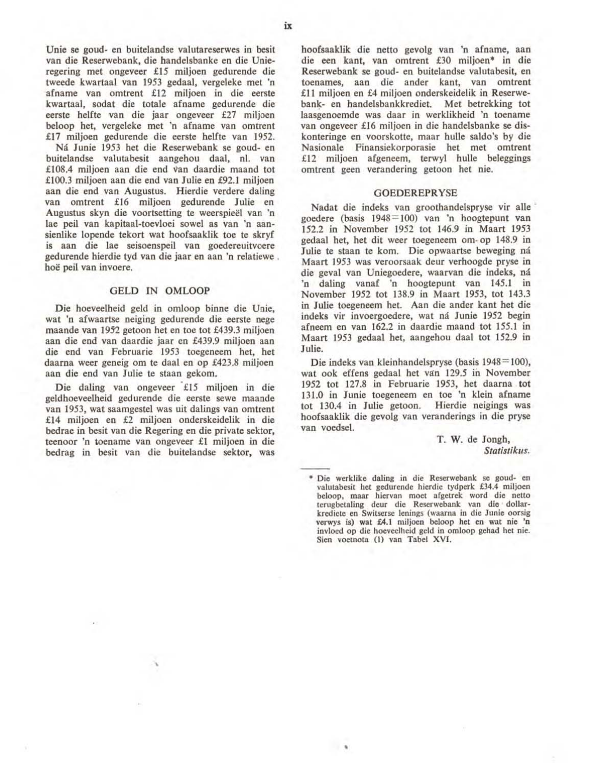Unie se goud- en buitelandse valutareserwes in besit van die Reserwebank, die handelsbanke en die Unie-regering met ongeveer £15 miljoen gedurende die tweede kwartaal van 1953 gedaal, vergeleke met 'n afname van omtrent £12 miljoen in die eerste kwartaal, sodat die totale afname gedurende die eerste helfte van die jaar ongeveer £27 miljoen beloop het, vergeleke met 'n afname van omtrent £17 miljoen gedurende die eerste helfte van 1952.

Ná Junie 1953 het die Reserwebank se goud- en buitelandse valutabesit aangehou daal, nl. van £108.4 miljoen aan die end van daardie maand tot £100.3 miljoen aan die end van Julie en £92.1 miljoen aan die end van Augustus. Hierdie verdere daling van omtrent £16 miljoen gedurende Julie en Augustus skyn die voortsetting te weerspieël van 'n lae peil van kapitaal-toevloei sowel as van 'n aansienlike lopende tekort wat hoofsaaklik toe te skryf is aan die lae seisoenspeil van goedereuitvoere gedurende hierdie tyd van die jaar en aan 'n relatiewe hoë peil van invoere.

## GELD IN OMLOOP

Die hoeveelheid geld in omloop binne die Unie, wat 'n afwaartse neiging gedurende die eerste nege maande van 1952 getoon het en toe tot £439.3 miljoen aan die end van daardie jaar en £439.9 miljoen aan die end van Februarie 1953 toegeneem het, het daarna weer geneig om te daal en op £423.8 miljoen aan die end van Julie te staan gekom.

Die daling van ongeveer £15 miljoen in die geldhoeveelheid gedurende die eerste sewe maande van 1953, wat saamgestel was uit dalings van omtrent £14 miljoen en £2 miljoen onderskeidelik in die bedrae in besit van die Regering en die private sektor, teenoor 'n toename van ongeveer £1 miljoen in die bedrag in besit van die buitelandse sektor, was hoofsaaklik die netto gevolg van 'n afname, aan die een kant, van omtrent £30 miljoen* in die Reserwebank se goud- en buitelandse valutabesit, en toenames, aan die ander kant, van omtrent £11 miljoen en £4 miljoen onderskeidelik in Reserwebank- en handelsbankkrediet. Met betrekking tot laasgenoemde was daar in werklikheid 'n toename van ongeveer £16 miljoen in die handelsbanke se diskonteringe en voorskotte, maar hulle saldo's by die Nasionale Finansiekorporasie het met omtrent £12 miljoen afgeneem, terwyl hulle beleggings omtrent geen verandering getoon het nie.

## GOEDEREPRYSE

Nadat die indeks van groothandelspryse vir alle goedere (basis 1948=100) van 'n hoogtepunt van 152.2 in November 1952 tot 146.9 in Maart 1953 gedaal het, het dit weer toegeneem om op 148.9 in Julie te staan te kom. Die opwaartse beweging ná Maart 1953 was veroorsaak deur verhoogde pryse in die geval van Uniegoedere, waarvan die indeks, ná 'n daling vanaf 'n hoogtepunt van 145.1 in November 1952 tot 138.9 in Maart 1953, tot 143.3 in Julie toegeneem het. Aan die ander kant het die indeks vir invoergoedere, wat ná Junie 1952 begin afneem en van 162.2 in daardie maand tot 155.1 in Maart 1953 gedaal het, aangehou daal tot 152.9 in Julie.

Die indeks van kleinhandelspryse (basis 1948=100), wat ook effens gedaal het van 129.5 in November 1952 tot 127.8 in Februarie 1953, het daarna tot 131.0 in Junie toegeneem en toe 'n klein afname tot 130.4 in Julie getoon. Hierdie neigings was hoofsaaklik die gevolg van veranderings in die pryse van voedsel.

T. W. de Jongh,
*Statistikus.*

---

\* Die werklike daling in die Reserwebank se goud- en valutabesit het gedurende hierdie tydperk £34.4 miljoen beloop, maar hiervan moet afgetrek word die netto terugbetaling deur die Reserwebank van die dollarkrediete en Switserse lenings (waarna in die Junie oorsig verwys is) wat £4.1 miljoen beloop het en wat nie 'n invloed op die hoeveelheid geld in omloop gehad het nie. Sien voetnota (1) van Tabel XVI.